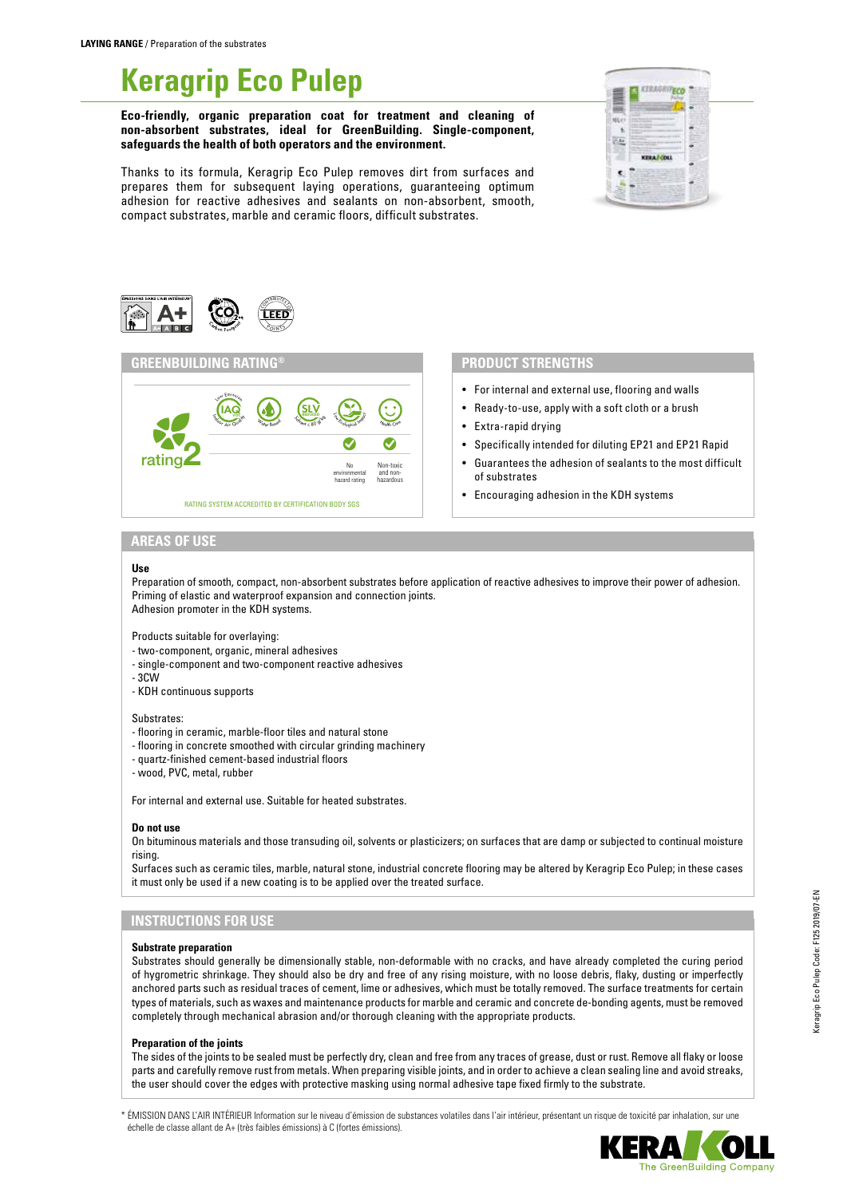**LAYING RANGE** / Preparation of the substrates

# Keragrip Eco Pulep

**Eco-friendly, organic preparation coat for treatment and cleaning of non-absorbent substrates, ideal for GreenBuilding. Single-component, safeguards the health of both operators and the environment.**

Thanks to its formula, Keragrip Eco Pulep removes dirt from surfaces and prepares them for subsequent laying operations, guaranteeing optimum adhesion for reactive adhesives and sealants on non-absorbent, smooth, compact substrates, marble and ceramic floors, difficult substrates.

## GREENBUILDING RATING®

rating 2

No environmental hazard rating

Non-toxic and non-hazardous

RATING SYSTEM ACCREDITED BY CERTIFICATION BODY SGS

## PRODUCT STRENGTHS

- For internal and external use, flooring and walls
- Ready-to-use, apply with a soft cloth or a brush
- Extra-rapid drying
- Specifically intended for diluting EP21 and EP21 Rapid
- Guarantees the adhesion of sealants to the most difficult of substrates
- Encouraging adhesion in the KDH systems

## AREAS OF USE

**Use**

Preparation of smooth, compact, non-absorbent substrates before application of reactive adhesives to improve their power of adhesion.
Priming of elastic and waterproof expansion and connection joints.
Adhesion promoter in the KDH systems.

Products suitable for overlaying:
- two-component, organic, mineral adhesives
- single-component and two-component reactive adhesives
- 3CW
- KDH continuous supports

Substrates:
- flooring in ceramic, marble-floor tiles and natural stone
- flooring in concrete smoothed with circular grinding machinery
- quartz-finished cement-based industrial floors
- wood, PVC, metal, rubber

For internal and external use. Suitable for heated substrates.

**Do not use**

On bituminous materials and those transuding oil, solvents or plasticizers; on surfaces that are damp or subjected to continual moisture rising.
Surfaces such as ceramic tiles, marble, natural stone, industrial concrete flooring may be altered by Keragrip Eco Pulep; in these cases it must only be used if a new coating is to be applied over the treated surface.

## INSTRUCTIONS FOR USE

**Substrate preparation**

Substrates should generally be dimensionally stable, non-deformable with no cracks, and have already completed the curing period of hygrometric shrinkage. They should also be dry and free of any rising moisture, with no loose debris, flaky, dusting or imperfectly anchored parts such as residual traces of cement, lime or adhesives, which must be totally removed. The surface treatments for certain types of materials, such as waxes and maintenance products for marble and ceramic and concrete de-bonding agents, must be removed completely through mechanical abrasion and/or thorough cleaning with the appropriate products.

**Preparation of the joints**

The sides of the joints to be sealed must be perfectly dry, clean and free from any traces of grease, dust or rust. Remove all flaky or loose parts and carefully remove rust from metals. When preparing visible joints, and in order to achieve a clean sealing line and avoid streaks, the user should cover the edges with protective masking using normal adhesive tape fixed firmly to the substrate.

\* ÉMISSION DANS L'AIR INTÉRIEUR Information sur le niveau d'émission de substances volatiles dans l'air intérieur, présentant un risque de toxicité par inhalation, sur une échelle de classe allant de A+ (très faibles émissions) à C (fortes émissions).

Keragrip Eco Pulep Code: F125 2019/07-EN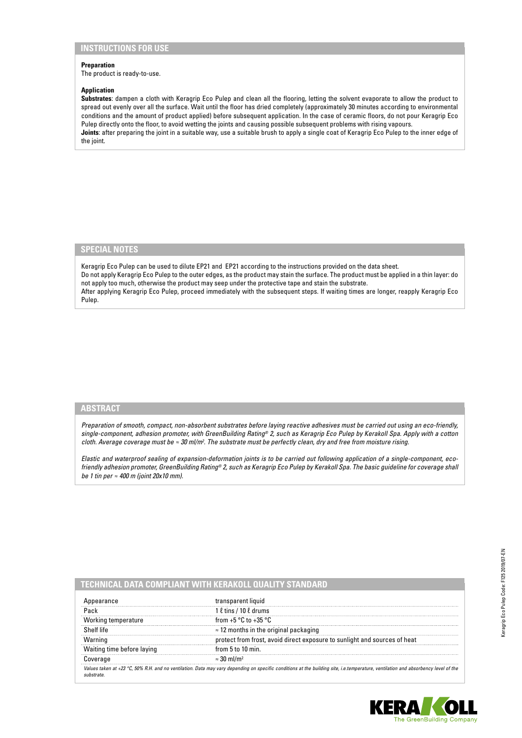## INSTRUCTIONS FOR USE

**Preparation**
The product is ready-to-use.

**Application**
**Substrates**: dampen a cloth with Keragrip Eco Pulep and clean all the flooring, letting the solvent evaporate to allow the product to spread out evenly over all the surface. Wait until the floor has dried completely (approximately 30 minutes according to environmental conditions and the amount of product applied) before subsequent application. In the case of ceramic floors, do not pour Keragrip Eco Pulep directly onto the floor, to avoid wetting the joints and causing possible subsequent problems with rising vapours.
**Joints**: after preparing the joint in a suitable way, use a suitable brush to apply a single coat of Keragrip Eco Pulep to the inner edge of the joint.

## SPECIAL NOTES

Keragrip Eco Pulep can be used to dilute EP21 and EP21 according to the instructions provided on the data sheet.
Do not apply Keragrip Eco Pulep to the outer edges, as the product may stain the surface. The product must be applied in a thin layer: do not apply too much, otherwise the product may seep under the protective tape and stain the substrate.
After applying Keragrip Eco Pulep, proceed immediately with the subsequent steps. If waiting times are longer, reapply Keragrip Eco Pulep.

## ABSTRACT

*Preparation of smooth, compact, non-absorbent substrates before laying reactive adhesives must be carried out using an eco-friendly, single-component, adhesion promoter, with GreenBuilding Rating® 2, such as Keragrip Eco Pulep by Kerakoll Spa. Apply with a cotton cloth. Average coverage must be ≈ 30 ml/m². The substrate must be perfectly clean, dry and free from moisture rising.*

*Elastic and waterproof sealing of expansion-deformation joints is to be carried out following application of a single-component, eco-friendly adhesion promoter, GreenBuilding Rating® 2, such as Keragrip Eco Pulep by Kerakoll Spa. The basic guideline for coverage shall be 1 tin per ≈ 400 m (joint 20x10 mm).*

## TECHNICAL DATA COMPLIANT WITH KERAKOLL QUALITY STANDARD

| | |
|---|---|
| Appearance | transparent liquid |
| Pack | 1 ℓ tins / 10 ℓ drums |
| Working temperature | from +5 °C to +35 °C |
| Shelf life | ≈ 12 months in the original packaging |
| Warning | protect from frost, avoid direct exposure to sunlight and sources of heat |
| Waiting time before laying | from 5 to 10 min. |
| Coverage | ≈ 30 ml/m² |

*Values taken at +23 °C, 50% R.H. and no ventilation. Data may vary depending on specific conditions at the building site, i.e.temperature, ventilation and absorbency level of the substrate.*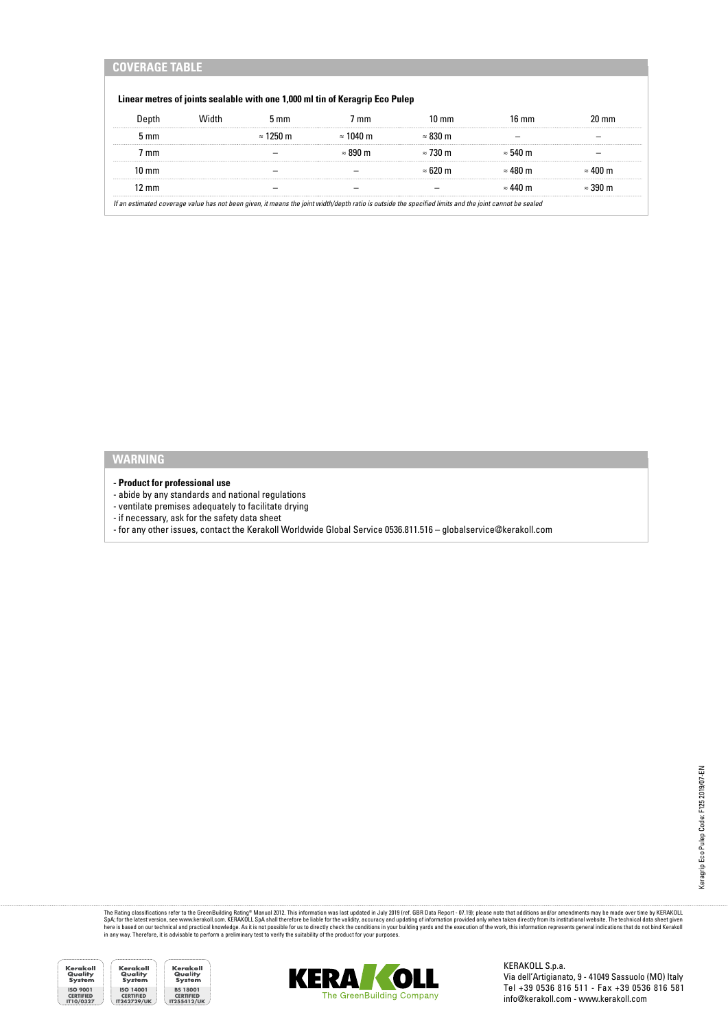## COVERAGE TABLE

**Linear metres of joints sealable with one 1,000 ml tin of Keragrip Eco Pulep**

| Depth | Width | 5 mm | 7 mm | 10 mm | 16 mm | 20 mm |
|---|---|---|---|---|---|---|
| 5 mm | | ≈ 1250 m | ≈ 1040 m | ≈ 830 m | – | – |
| 7 mm | | – | ≈ 890 m | ≈ 730 m | ≈ 540 m | – |
| 10 mm | | – | – | ≈ 620 m | ≈ 480 m | ≈ 400 m |
| 12 mm | | – | – | – | ≈ 440 m | ≈ 390 m |

*If an estimated coverage value has not been given, it means the joint width/depth ratio is outside the specified limits and the joint cannot be sealed*

## WARNING

- **Product for professional use**
- abide by any standards and national regulations
- ventilate premises adequately to facilitate drying
- if necessary, ask for the safety data sheet
- for any other issues, contact the Kerakoll Worldwide Global Service 0536.811.516 – globalservice@kerakoll.com

Keragrip Eco Pulep Code: F125 2019/07-EN

The Rating classifications refer to the GreenBuilding Rating® Manual 2012. This information was last updated in July 2019 (ref. GBR Data Report - 07.19); please note that additions and/or amendments may be made over time by KERAKOLL SpA; for the latest version, see www.kerakoll.com. KERAKOLL SpA shall therefore be liable for the validity, accuracy and updating of information provided only when taken directly from its institutional website. The technical data sheet given here is based on our technical and practical knowledge. As it is not possible for us to directly check the conditions in your building yards and the execution of the work, this information represents general indications that do not bind Kerakoll in any way. Therefore, it is advisable to perform a preliminary test to verify the suitability of the product for your purposes.

Kerakoll Quality System ISO 9001 CERTIFIED IT10/0327

Kerakoll Quality System ISO 14001 CERTIFIED IT242729/UK

Kerakoll Quality System BS 18001 CERTIFIED IT255412/UK

KERAKOLL The GreenBuilding Company

KERAKOLL S.p.a.
Via dell'Artigianato, 9 - 41049 Sassuolo (MO) Italy
Tel +39 0536 816 511 - Fax +39 0536 816 581
info@kerakoll.com - www.kerakoll.com